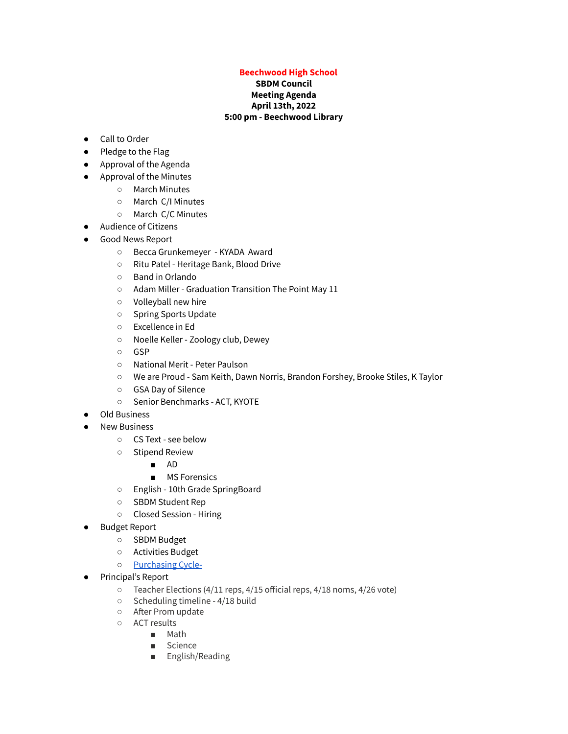**Beechwood High School**
**SBDM Council**
**Meeting Agenda**
**April 13th, 2022**
**5:00 pm - Beechwood Library**

- Call to Order
- Pledge to the Flag
- Approval of the Agenda
- Approval of the Minutes
  - March Minutes
  - March C/I Minutes
  - March C/C Minutes
- Audience of Citizens
- Good News Report
  - Becca Grunkemeyer - KYADA Award
  - Ritu Patel - Heritage Bank, Blood Drive
  - Band in Orlando
  - Adam Miller - Graduation Transition The Point May 11
  - Volleyball new hire
  - Spring Sports Update
  - Excellence in Ed
  - Noelle Keller - Zoology club, Dewey
  - GSP
  - National Merit - Peter Paulson
  - We are Proud - Sam Keith, Dawn Norris, Brandon Forshey, Brooke Stiles, K Taylor
  - GSA Day of Silence
  - Senior Benchmarks - ACT, KYOTE
- Old Business
- New Business
  - CS Text - see below
  - Stipend Review
    - AD
    - MS Forensics
  - English - 10th Grade SpringBoard
  - SBDM Student Rep
  - Closed Session - Hiring
- Budget Report
  - SBDM Budget
  - Activities Budget
  - Purchasing Cycle-
- Principal's Report
  - Teacher Elections (4/11 reps, 4/15 official reps, 4/18 noms, 4/26 vote)
  - Scheduling timeline - 4/18 build
  - After Prom update
  - ACT results
    - Math
    - Science
    - English/Reading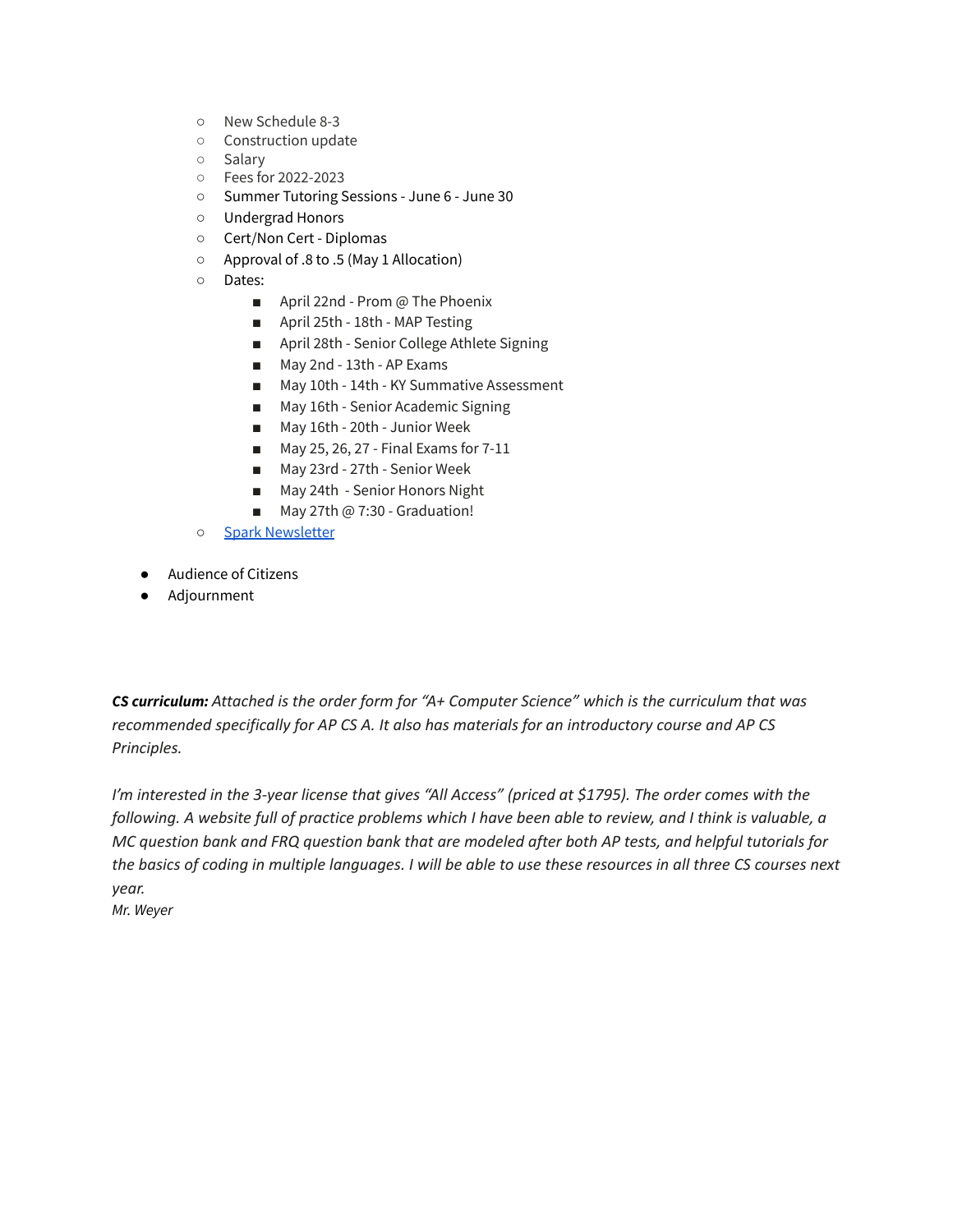- New Schedule 8-3
    - Construction update
    - Salary
    - Fees for 2022-2023
    - Summer Tutoring Sessions - June 6 - June 30
    - Undergrad Honors
    - Cert/Non Cert - Diplomas
    - Approval of .8 to .5 (May 1 Allocation)
    - Dates:
        - April 22nd - Prom @ The Phoenix
        - April 25th - 18th - MAP Testing
        - April 28th - Senior College Athlete Signing
        - May 2nd - 13th - AP Exams
        - May 10th - 14th - KY Summative Assessment
        - May 16th - Senior Academic Signing
        - May 16th - 20th - Junior Week
        - May 25, 26, 27 - Final Exams for 7-11
        - May 23rd - 27th - Senior Week
        - May 24th - Senior Honors Night
        - May 27th @ 7:30 - Graduation!
    - Spark Newsletter

- Audience of Citizens
- Adjournment

***CS curriculum:*** *Attached is the order form for "A+ Computer Science" which is the curriculum that was recommended specifically for AP CS A. It also has materials for an introductory course and AP CS Principles.*

*I'm interested in the 3-year license that gives "All Access" (priced at $1795). The order comes with the following. A website full of practice problems which I have been able to review, and I think is valuable, a MC question bank and FRQ question bank that are modeled after both AP tests, and helpful tutorials for the basics of coding in multiple languages. I will be able to use these resources in all three CS courses next year.*
*Mr. Weyer*